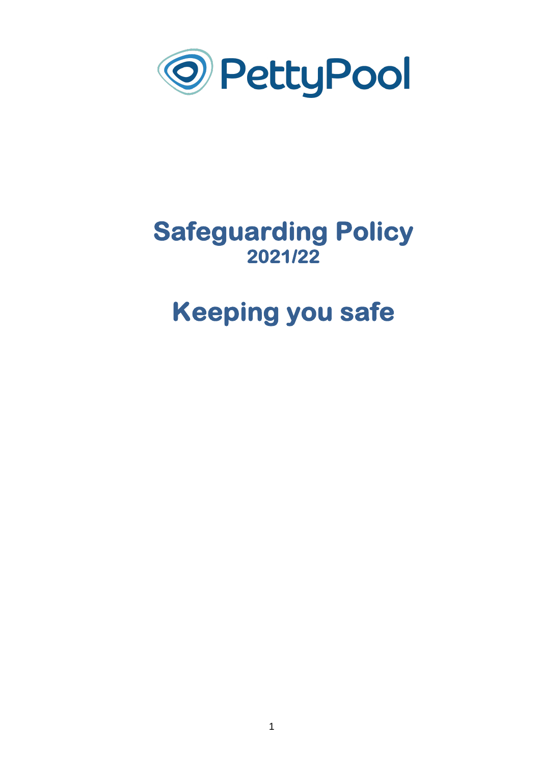PettyPool

# Safeguarding Policy
## 2021/22

# Keeping you safe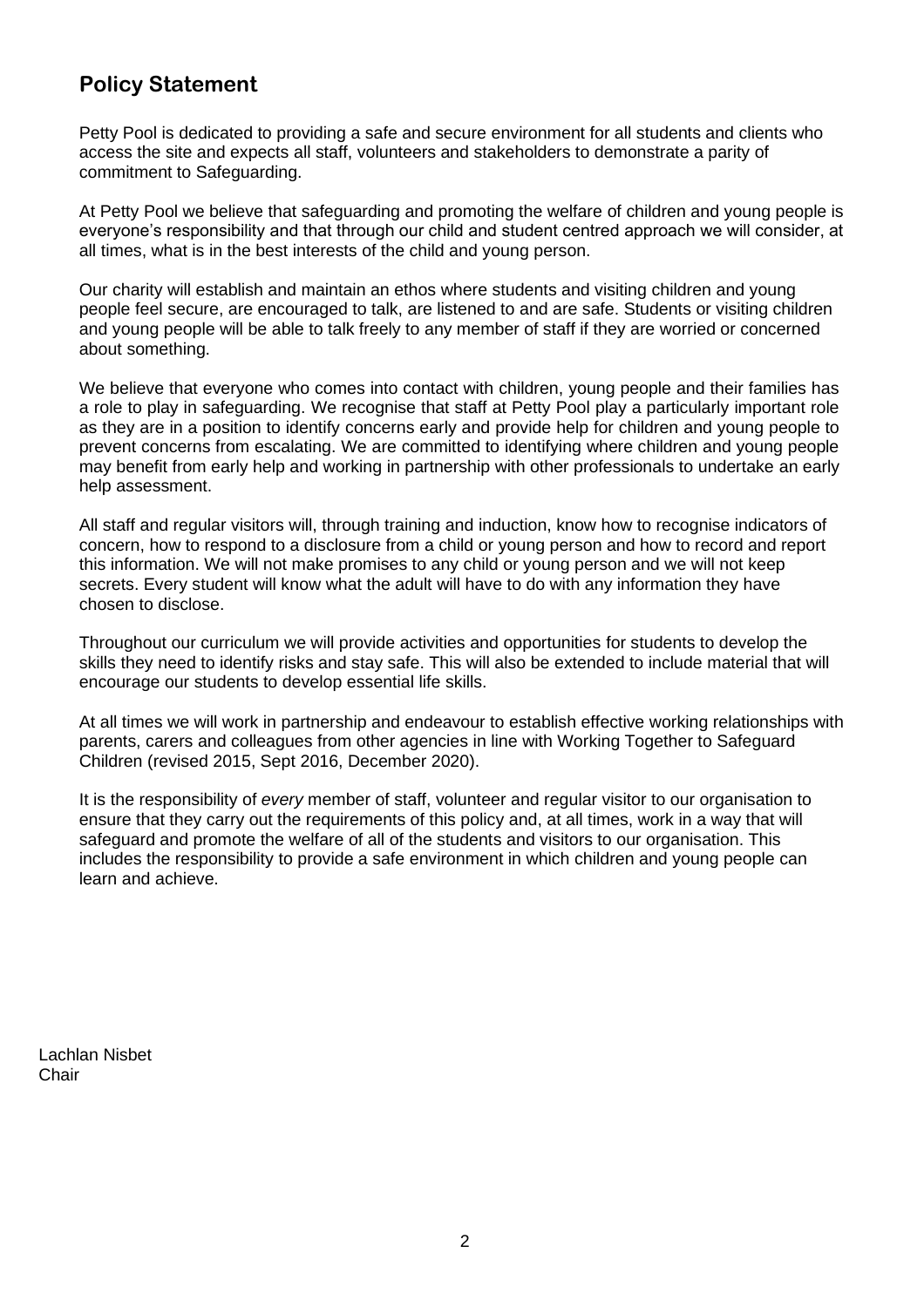## Policy Statement

Petty Pool is dedicated to providing a safe and secure environment for all students and clients who access the site and expects all staff, volunteers and stakeholders to demonstrate a parity of commitment to Safeguarding.

At Petty Pool we believe that safeguarding and promoting the welfare of children and young people is everyone's responsibility and that through our child and student centred approach we will consider, at all times, what is in the best interests of the child and young person.

Our charity will establish and maintain an ethos where students and visiting children and young people feel secure, are encouraged to talk, are listened to and are safe. Students or visiting children and young people will be able to talk freely to any member of staff if they are worried or concerned about something.

We believe that everyone who comes into contact with children, young people and their families has a role to play in safeguarding. We recognise that staff at Petty Pool play a particularly important role as they are in a position to identify concerns early and provide help for children and young people to prevent concerns from escalating. We are committed to identifying where children and young people may benefit from early help and working in partnership with other professionals to undertake an early help assessment.

All staff and regular visitors will, through training and induction, know how to recognise indicators of concern, how to respond to a disclosure from a child or young person and how to record and report this information. We will not make promises to any child or young person and we will not keep secrets. Every student will know what the adult will have to do with any information they have chosen to disclose.

Throughout our curriculum we will provide activities and opportunities for students to develop the skills they need to identify risks and stay safe. This will also be extended to include material that will encourage our students to develop essential life skills.

At all times we will work in partnership and endeavour to establish effective working relationships with parents, carers and colleagues from other agencies in line with Working Together to Safeguard Children (revised 2015, Sept 2016, December 2020).

It is the responsibility of *every* member of staff, volunteer and regular visitor to our organisation to ensure that they carry out the requirements of this policy and, at all times, work in a way that will safeguard and promote the welfare of all of the students and visitors to our organisation. This includes the responsibility to provide a safe environment in which children and young people can learn and achieve.

Lachlan Nisbet
Chair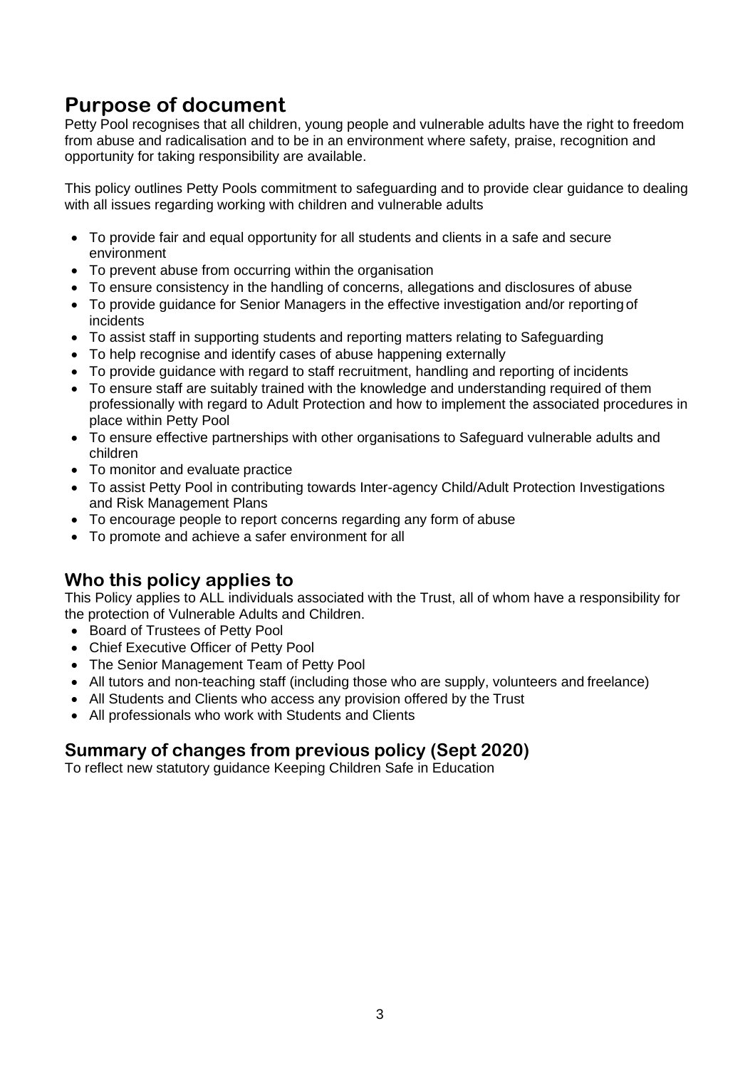## Purpose of document

Petty Pool recognises that all children, young people and vulnerable adults have the right to freedom from abuse and radicalisation and to be in an environment where safety, praise, recognition and opportunity for taking responsibility are available.

This policy outlines Petty Pools commitment to safeguarding and to provide clear guidance to dealing with all issues regarding working with children and vulnerable adults

- To provide fair and equal opportunity for all students and clients in a safe and secure environment
- To prevent abuse from occurring within the organisation
- To ensure consistency in the handling of concerns, allegations and disclosures of abuse
- To provide guidance for Senior Managers in the effective investigation and/or reporting of incidents
- To assist staff in supporting students and reporting matters relating to Safeguarding
- To help recognise and identify cases of abuse happening externally
- To provide guidance with regard to staff recruitment, handling and reporting of incidents
- To ensure staff are suitably trained with the knowledge and understanding required of them professionally with regard to Adult Protection and how to implement the associated procedures in place within Petty Pool
- To ensure effective partnerships with other organisations to Safeguard vulnerable adults and children
- To monitor and evaluate practice
- To assist Petty Pool in contributing towards Inter-agency Child/Adult Protection Investigations and Risk Management Plans
- To encourage people to report concerns regarding any form of abuse
- To promote and achieve a safer environment for all

## Who this policy applies to

This Policy applies to ALL individuals associated with the Trust, all of whom have a responsibility for the protection of Vulnerable Adults and Children.

- Board of Trustees of Petty Pool
- Chief Executive Officer of Petty Pool
- The Senior Management Team of Petty Pool
- All tutors and non-teaching staff (including those who are supply, volunteers and freelance)
- All Students and Clients who access any provision offered by the Trust
- All professionals who work with Students and Clients

## Summary of changes from previous policy (Sept 2020)

To reflect new statutory guidance Keeping Children Safe in Education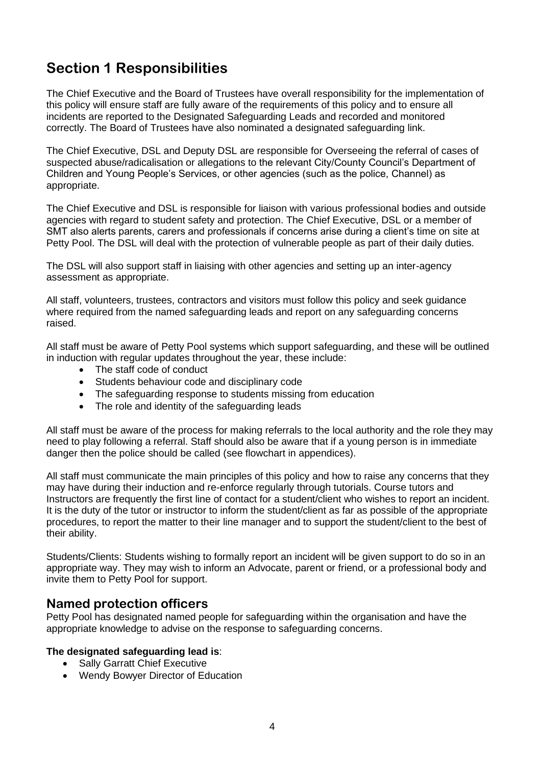# Section 1 Responsibilities

The Chief Executive and the Board of Trustees have overall responsibility for the implementation of this policy will ensure staff are fully aware of the requirements of this policy and to ensure all incidents are reported to the Designated Safeguarding Leads and recorded and monitored correctly. The Board of Trustees have also nominated a designated safeguarding link.

The Chief Executive, DSL and Deputy DSL are responsible for Overseeing the referral of cases of suspected abuse/radicalisation or allegations to the relevant City/County Council's Department of Children and Young People's Services, or other agencies (such as the police, Channel) as appropriate.

The Chief Executive and DSL is responsible for liaison with various professional bodies and outside agencies with regard to student safety and protection. The Chief Executive, DSL or a member of SMT also alerts parents, carers and professionals if concerns arise during a client's time on site at Petty Pool. The DSL will deal with the protection of vulnerable people as part of their daily duties.

The DSL will also support staff in liaising with other agencies and setting up an inter-agency assessment as appropriate.

All staff, volunteers, trustees, contractors and visitors must follow this policy and seek guidance where required from the named safeguarding leads and report on any safeguarding concerns raised.

All staff must be aware of Petty Pool systems which support safeguarding, and these will be outlined in induction with regular updates throughout the year, these include:

- The staff code of conduct
- Students behaviour code and disciplinary code
- The safeguarding response to students missing from education
- The role and identity of the safeguarding leads

All staff must be aware of the process for making referrals to the local authority and the role they may need to play following a referral. Staff should also be aware that if a young person is in immediate danger then the police should be called (see flowchart in appendices).

All staff must communicate the main principles of this policy and how to raise any concerns that they may have during their induction and re-enforce regularly through tutorials. Course tutors and Instructors are frequently the first line of contact for a student/client who wishes to report an incident. It is the duty of the tutor or instructor to inform the student/client as far as possible of the appropriate procedures, to report the matter to their line manager and to support the student/client to the best of their ability.

Students/Clients: Students wishing to formally report an incident will be given support to do so in an appropriate way. They may wish to inform an Advocate, parent or friend, or a professional body and invite them to Petty Pool for support.

## Named protection officers

Petty Pool has designated named people for safeguarding within the organisation and have the appropriate knowledge to advise on the response to safeguarding concerns.

**The designated safeguarding lead is**:

- Sally Garratt Chief Executive
- Wendy Bowyer Director of Education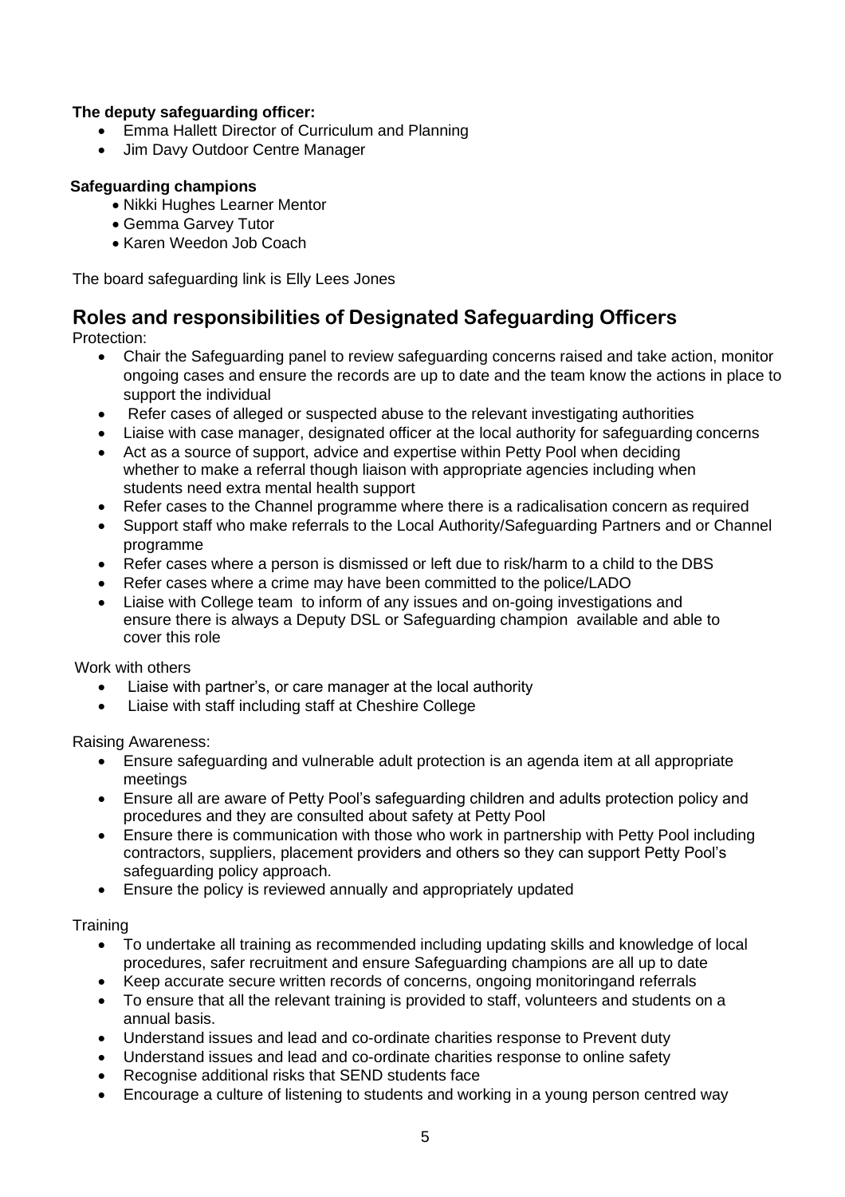**The deputy safeguarding officer:**

- Emma Hallett Director of Curriculum and Planning
- Jim Davy Outdoor Centre Manager

**Safeguarding champions**

- Nikki Hughes Learner Mentor
- Gemma Garvey Tutor
- Karen Weedon Job Coach

The board safeguarding link is Elly Lees Jones

## Roles and responsibilities of Designated Safeguarding Officers

Protection:

- Chair the Safeguarding panel to review safeguarding concerns raised and take action, monitor ongoing cases and ensure the records are up to date and the team know the actions in place to support the individual
- Refer cases of alleged or suspected abuse to the relevant investigating authorities
- Liaise with case manager, designated officer at the local authority for safeguarding concerns
- Act as a source of support, advice and expertise within Petty Pool when deciding whether to make a referral though liaison with appropriate agencies including when students need extra mental health support
- Refer cases to the Channel programme where there is a radicalisation concern as required
- Support staff who make referrals to the Local Authority/Safeguarding Partners and or Channel programme
- Refer cases where a person is dismissed or left due to risk/harm to a child to the DBS
- Refer cases where a crime may have been committed to the police/LADO
- Liaise with College team to inform of any issues and on-going investigations and ensure there is always a Deputy DSL or Safeguarding champion available and able to cover this role

Work with others

- Liaise with partner's, or care manager at the local authority
- Liaise with staff including staff at Cheshire College

Raising Awareness:

- Ensure safeguarding and vulnerable adult protection is an agenda item at all appropriate meetings
- Ensure all are aware of Petty Pool's safeguarding children and adults protection policy and procedures and they are consulted about safety at Petty Pool
- Ensure there is communication with those who work in partnership with Petty Pool including contractors, suppliers, placement providers and others so they can support Petty Pool's safeguarding policy approach.
- Ensure the policy is reviewed annually and appropriately updated

Training

- To undertake all training as recommended including updating skills and knowledge of local procedures, safer recruitment and ensure Safeguarding champions are all up to date
- Keep accurate secure written records of concerns, ongoing monitoringand referrals
- To ensure that all the relevant training is provided to staff, volunteers and students on a annual basis.
- Understand issues and lead and co-ordinate charities response to Prevent duty
- Understand issues and lead and co-ordinate charities response to online safety
- Recognise additional risks that SEND students face
- Encourage a culture of listening to students and working in a young person centred way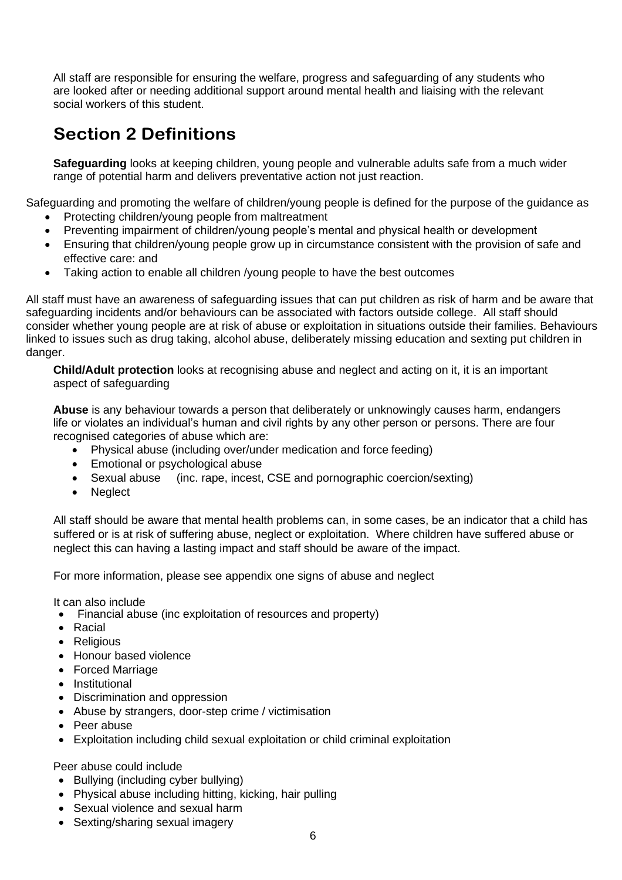All staff are responsible for ensuring the welfare, progress and safeguarding of any students who are looked after or needing additional support around mental health and liaising with the relevant social workers of this student.

## Section 2 Definitions

**Safeguarding** looks at keeping children, young people and vulnerable adults safe from a much wider range of potential harm and delivers preventative action not just reaction.

Safeguarding and promoting the welfare of children/young people is defined for the purpose of the guidance as

- Protecting children/young people from maltreatment
- Preventing impairment of children/young people's mental and physical health or development
- Ensuring that children/young people grow up in circumstance consistent with the provision of safe and effective care: and
- Taking action to enable all children /young people to have the best outcomes

All staff must have an awareness of safeguarding issues that can put children as risk of harm and be aware that safeguarding incidents and/or behaviours can be associated with factors outside college. All staff should consider whether young people are at risk of abuse or exploitation in situations outside their families. Behaviours linked to issues such as drug taking, alcohol abuse, deliberately missing education and sexting put children in danger.

**Child/Adult protection** looks at recognising abuse and neglect and acting on it, it is an important aspect of safeguarding

**Abuse** is any behaviour towards a person that deliberately or unknowingly causes harm, endangers life or violates an individual's human and civil rights by any other person or persons. There are four recognised categories of abuse which are:

- Physical abuse (including over/under medication and force feeding)
- Emotional or psychological abuse
- Sexual abuse (inc. rape, incest, CSE and pornographic coercion/sexting)
- Neglect

All staff should be aware that mental health problems can, in some cases, be an indicator that a child has suffered or is at risk of suffering abuse, neglect or exploitation. Where children have suffered abuse or neglect this can having a lasting impact and staff should be aware of the impact.

For more information, please see appendix one signs of abuse and neglect

It can also include

- Financial abuse (inc exploitation of resources and property)
- Racial
- Religious
- Honour based violence
- Forced Marriage
- Institutional
- Discrimination and oppression
- Abuse by strangers, door-step crime / victimisation
- Peer abuse
- Exploitation including child sexual exploitation or child criminal exploitation

Peer abuse could include

- Bullying (including cyber bullying)
- Physical abuse including hitting, kicking, hair pulling
- Sexual violence and sexual harm
- Sexting/sharing sexual imagery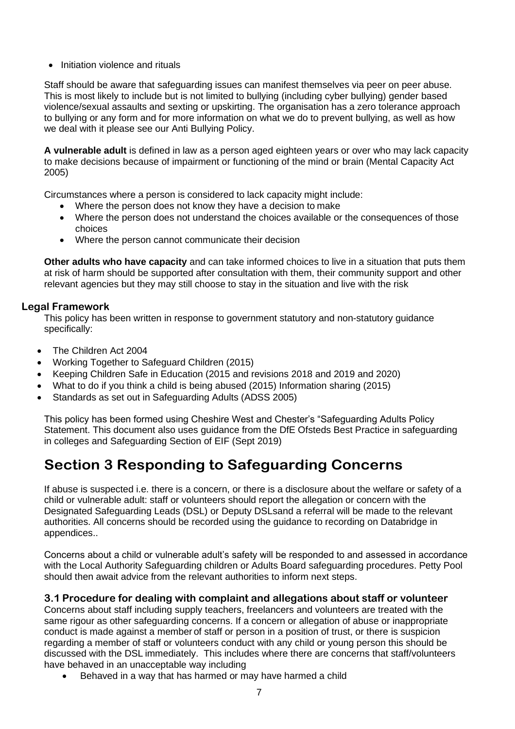- Initiation violence and rituals

Staff should be aware that safeguarding issues can manifest themselves via peer on peer abuse. This is most likely to include but is not limited to bullying (including cyber bullying) gender based violence/sexual assaults and sexting or upskirting. The organisation has a zero tolerance approach to bullying or any form and for more information on what we do to prevent bullying, as well as how we deal with it please see our Anti Bullying Policy.

**A vulnerable adult** is defined in law as a person aged eighteen years or over who may lack capacity to make decisions because of impairment or functioning of the mind or brain (Mental Capacity Act 2005)

Circumstances where a person is considered to lack capacity might include:

- Where the person does not know they have a decision to make
- Where the person does not understand the choices available or the consequences of those choices
- Where the person cannot communicate their decision

**Other adults who have capacity** and can take informed choices to live in a situation that puts them at risk of harm should be supported after consultation with them, their community support and other relevant agencies but they may still choose to stay in the situation and live with the risk

### Legal Framework

This policy has been written in response to government statutory and non-statutory guidance specifically:

- The Children Act 2004
- Working Together to Safeguard Children (2015)
- Keeping Children Safe in Education (2015 and revisions 2018 and 2019 and 2020)
- What to do if you think a child is being abused (2015) Information sharing (2015)
- Standards as set out in Safeguarding Adults (ADSS 2005)

This policy has been formed using Cheshire West and Chester's "Safeguarding Adults Policy Statement. This document also uses guidance from the DfE Ofsteds Best Practice in safeguarding in colleges and Safeguarding Section of EIF (Sept 2019)

# Section 3 Responding to Safeguarding Concerns

If abuse is suspected i.e. there is a concern, or there is a disclosure about the welfare or safety of a child or vulnerable adult: staff or volunteers should report the allegation or concern with the Designated Safeguarding Leads (DSL) or Deputy DSLsand a referral will be made to the relevant authorities. All concerns should be recorded using the guidance to recording on Databridge in appendices..

Concerns about a child or vulnerable adult's safety will be responded to and assessed in accordance with the Local Authority Safeguarding children or Adults Board safeguarding procedures. Petty Pool should then await advice from the relevant authorities to inform next steps.

### 3.1 Procedure for dealing with complaint and allegations about staff or volunteer

Concerns about staff including supply teachers, freelancers and volunteers are treated with the same rigour as other safeguarding concerns. If a concern or allegation of abuse or inappropriate conduct is made against a member of staff or person in a position of trust, or there is suspicion regarding a member of staff or volunteers conduct with any child or young person this should be discussed with the DSL immediately. This includes where there are concerns that staff/volunteers have behaved in an unacceptable way including

- Behaved in a way that has harmed or may have harmed a child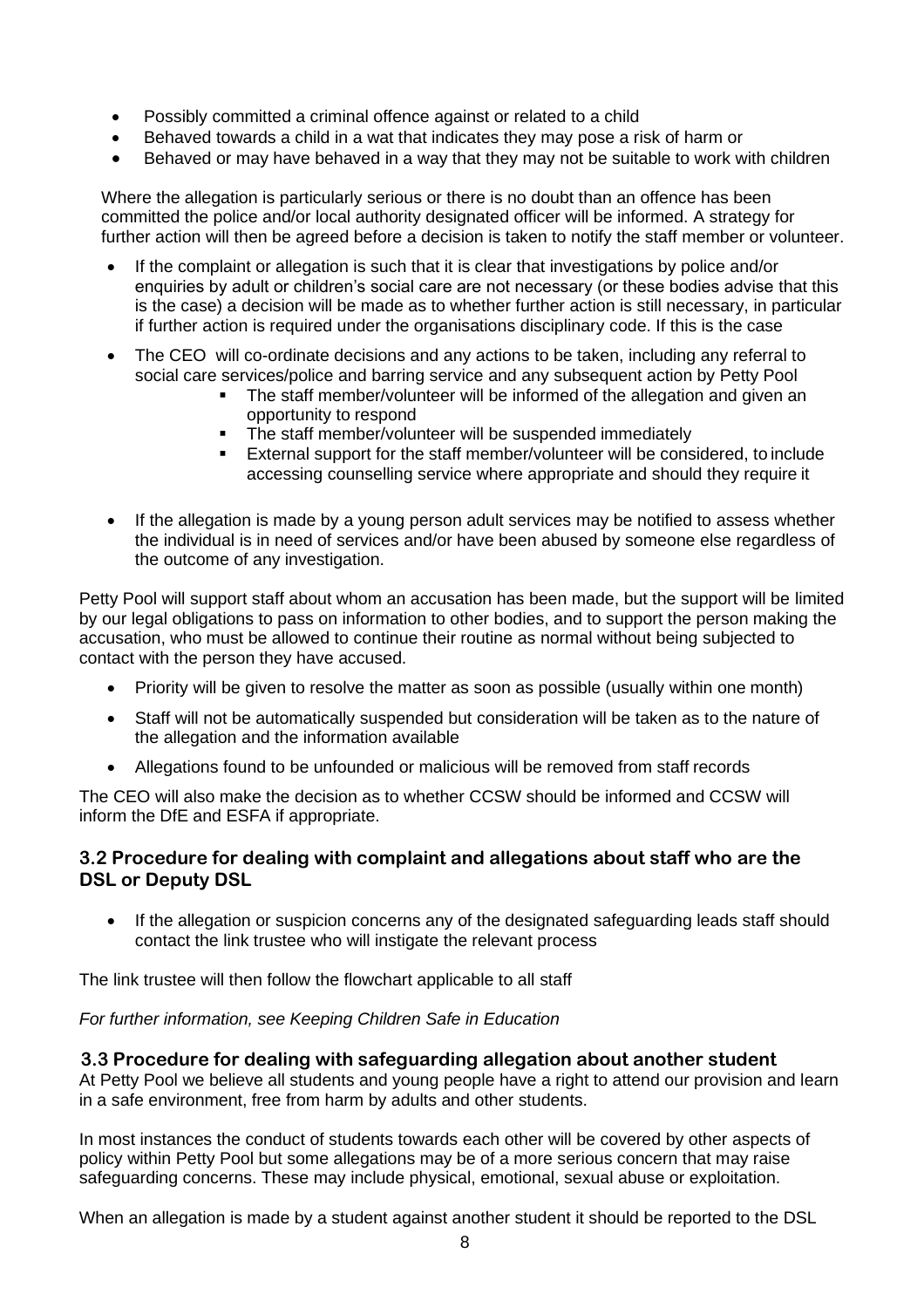- Possibly committed a criminal offence against or related to a child
- Behaved towards a child in a wat that indicates they may pose a risk of harm or
- Behaved or may have behaved in a way that they may not be suitable to work with children

Where the allegation is particularly serious or there is no doubt than an offence has been committed the police and/or local authority designated officer will be informed. A strategy for further action will then be agreed before a decision is taken to notify the staff member or volunteer.

- If the complaint or allegation is such that it is clear that investigations by police and/or enquiries by adult or children's social care are not necessary (or these bodies advise that this is the case) a decision will be made as to whether further action is still necessary, in particular if further action is required under the organisations disciplinary code. If this is the case
- The CEO will co-ordinate decisions and any actions to be taken, including any referral to social care services/police and barring service and any subsequent action by Petty Pool
  - The staff member/volunteer will be informed of the allegation and given an opportunity to respond
  - The staff member/volunteer will be suspended immediately
  - External support for the staff member/volunteer will be considered, to include accessing counselling service where appropriate and should they require it
- If the allegation is made by a young person adult services may be notified to assess whether the individual is in need of services and/or have been abused by someone else regardless of the outcome of any investigation.

Petty Pool will support staff about whom an accusation has been made, but the support will be limited by our legal obligations to pass on information to other bodies, and to support the person making the accusation, who must be allowed to continue their routine as normal without being subjected to contact with the person they have accused.

- Priority will be given to resolve the matter as soon as possible (usually within one month)
- Staff will not be automatically suspended but consideration will be taken as to the nature of the allegation and the information available
- Allegations found to be unfounded or malicious will be removed from staff records

The CEO will also make the decision as to whether CCSW should be informed and CCSW will inform the DfE and ESFA if appropriate.

### 3.2 Procedure for dealing with complaint and allegations about staff who are the DSL or Deputy DSL

- If the allegation or suspicion concerns any of the designated safeguarding leads staff should contact the link trustee who will instigate the relevant process

The link trustee will then follow the flowchart applicable to all staff

*For further information, see Keeping Children Safe in Education*

### 3.3 Procedure for dealing with safeguarding allegation about another student

At Petty Pool we believe all students and young people have a right to attend our provision and learn in a safe environment, free from harm by adults and other students.

In most instances the conduct of students towards each other will be covered by other aspects of policy within Petty Pool but some allegations may be of a more serious concern that may raise safeguarding concerns. These may include physical, emotional, sexual abuse or exploitation.

When an allegation is made by a student against another student it should be reported to the DSL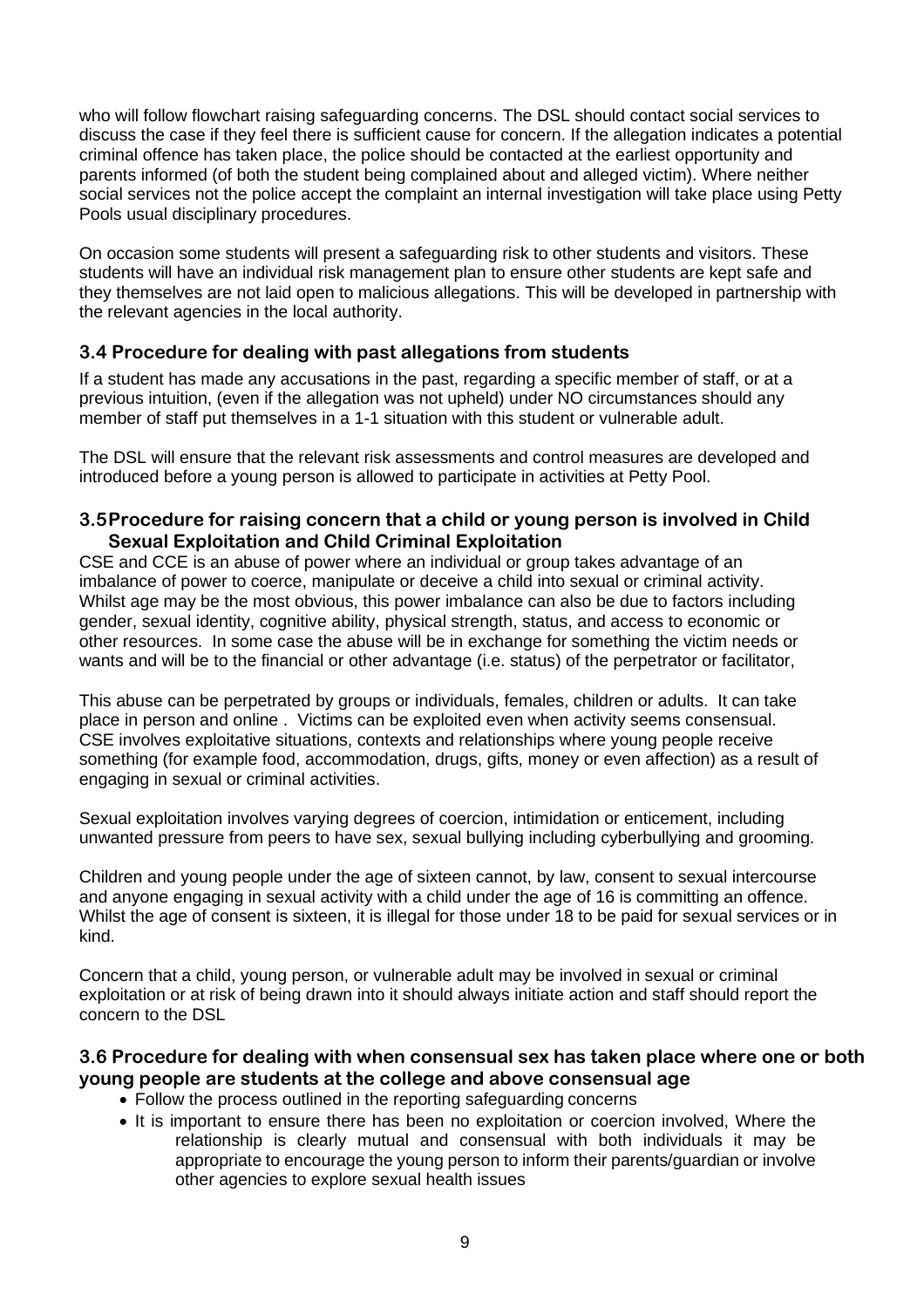who will follow flowchart raising safeguarding concerns. The DSL should contact social services to discuss the case if they feel there is sufficient cause for concern. If the allegation indicates a potential criminal offence has taken place, the police should be contacted at the earliest opportunity and parents informed (of both the student being complained about and alleged victim). Where neither social services not the police accept the complaint an internal investigation will take place using Petty Pools usual disciplinary procedures.

On occasion some students will present a safeguarding risk to other students and visitors. These students will have an individual risk management plan to ensure other students are kept safe and they themselves are not laid open to malicious allegations. This will be developed in partnership with the relevant agencies in the local authority.

### 3.4 Procedure for dealing with past allegations from students

If a student has made any accusations in the past, regarding a specific member of staff, or at a previous intuition, (even if the allegation was not upheld) under NO circumstances should any member of staff put themselves in a 1-1 situation with this student or vulnerable adult.

The DSL will ensure that the relevant risk assessments and control measures are developed and introduced before a young person is allowed to participate in activities at Petty Pool.

### 3.5 Procedure for raising concern that a child or young person is involved in Child Sexual Exploitation and Child Criminal Exploitation

CSE and CCE is an abuse of power where an individual or group takes advantage of an imbalance of power to coerce, manipulate or deceive a child into sexual or criminal activity. Whilst age may be the most obvious, this power imbalance can also be due to factors including gender, sexual identity, cognitive ability, physical strength, status, and access to economic or other resources. In some case the abuse will be in exchange for something the victim needs or wants and will be to the financial or other advantage (i.e. status) of the perpetrator or facilitator,

This abuse can be perpetrated by groups or individuals, females, children or adults. It can take place in person and online . Victims can be exploited even when activity seems consensual. CSE involves exploitative situations, contexts and relationships where young people receive something (for example food, accommodation, drugs, gifts, money or even affection) as a result of engaging in sexual or criminal activities.

Sexual exploitation involves varying degrees of coercion, intimidation or enticement, including unwanted pressure from peers to have sex, sexual bullying including cyberbullying and grooming.

Children and young people under the age of sixteen cannot, by law, consent to sexual intercourse and anyone engaging in sexual activity with a child under the age of 16 is committing an offence. Whilst the age of consent is sixteen, it is illegal for those under 18 to be paid for sexual services or in kind.

Concern that a child, young person, or vulnerable adult may be involved in sexual or criminal exploitation or at risk of being drawn into it should always initiate action and staff should report the concern to the DSL

### 3.6 Procedure for dealing with when consensual sex has taken place where one or both young people are students at the college and above consensual age

- Follow the process outlined in the reporting safeguarding concerns
- It is important to ensure there has been no exploitation or coercion involved, Where the relationship is clearly mutual and consensual with both individuals it may be appropriate to encourage the young person to inform their parents/guardian or involve other agencies to explore sexual health issues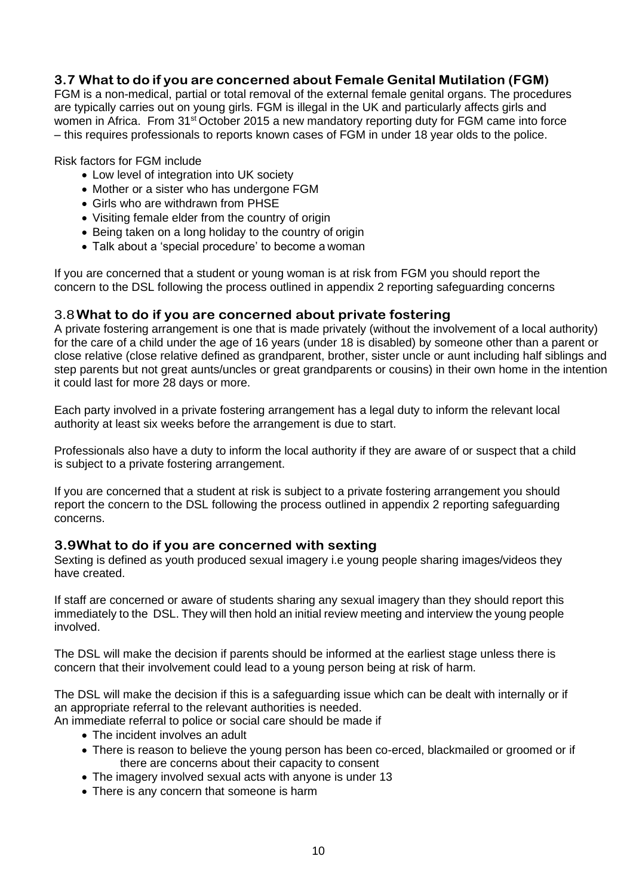### 3.7 What to do if you are concerned about Female Genital Mutilation (FGM)

FGM is a non-medical, partial or total removal of the external female genital organs. The procedures are typically carries out on young girls. FGM is illegal in the UK and particularly affects girls and women in Africa. From 31st October 2015 a new mandatory reporting duty for FGM came into force – this requires professionals to reports known cases of FGM in under 18 year olds to the police.

Risk factors for FGM include

- Low level of integration into UK society
- Mother or a sister who has undergone FGM
- Girls who are withdrawn from PHSE
- Visiting female elder from the country of origin
- Being taken on a long holiday to the country of origin
- Talk about a 'special procedure' to become a woman

If you are concerned that a student or young woman is at risk from FGM you should report the concern to the DSL following the process outlined in appendix 2 reporting safeguarding concerns

### 3.8 What to do if you are concerned about private fostering

A private fostering arrangement is one that is made privately (without the involvement of a local authority) for the care of a child under the age of 16 years (under 18 is disabled) by someone other than a parent or close relative (close relative defined as grandparent, brother, sister uncle or aunt including half siblings and step parents but not great aunts/uncles or great grandparents or cousins) in their own home in the intention it could last for more 28 days or more.

Each party involved in a private fostering arrangement has a legal duty to inform the relevant local authority at least six weeks before the arrangement is due to start.

Professionals also have a duty to inform the local authority if they are aware of or suspect that a child is subject to a private fostering arrangement.

If you are concerned that a student at risk is subject to a private fostering arrangement you should report the concern to the DSL following the process outlined in appendix 2 reporting safeguarding concerns.

### 3.9 What to do if you are concerned with sexting

Sexting is defined as youth produced sexual imagery i.e young people sharing images/videos they have created.

If staff are concerned or aware of students sharing any sexual imagery than they should report this immediately to the DSL. They will then hold an initial review meeting and interview the young people involved.

The DSL will make the decision if parents should be informed at the earliest stage unless there is concern that their involvement could lead to a young person being at risk of harm.

The DSL will make the decision if this is a safeguarding issue which can be dealt with internally or if an appropriate referral to the relevant authorities is needed.

An immediate referral to police or social care should be made if

- The incident involves an adult
- There is reason to believe the young person has been co-erced, blackmailed or groomed or if there are concerns about their capacity to consent
- The imagery involved sexual acts with anyone is under 13
- There is any concern that someone is harm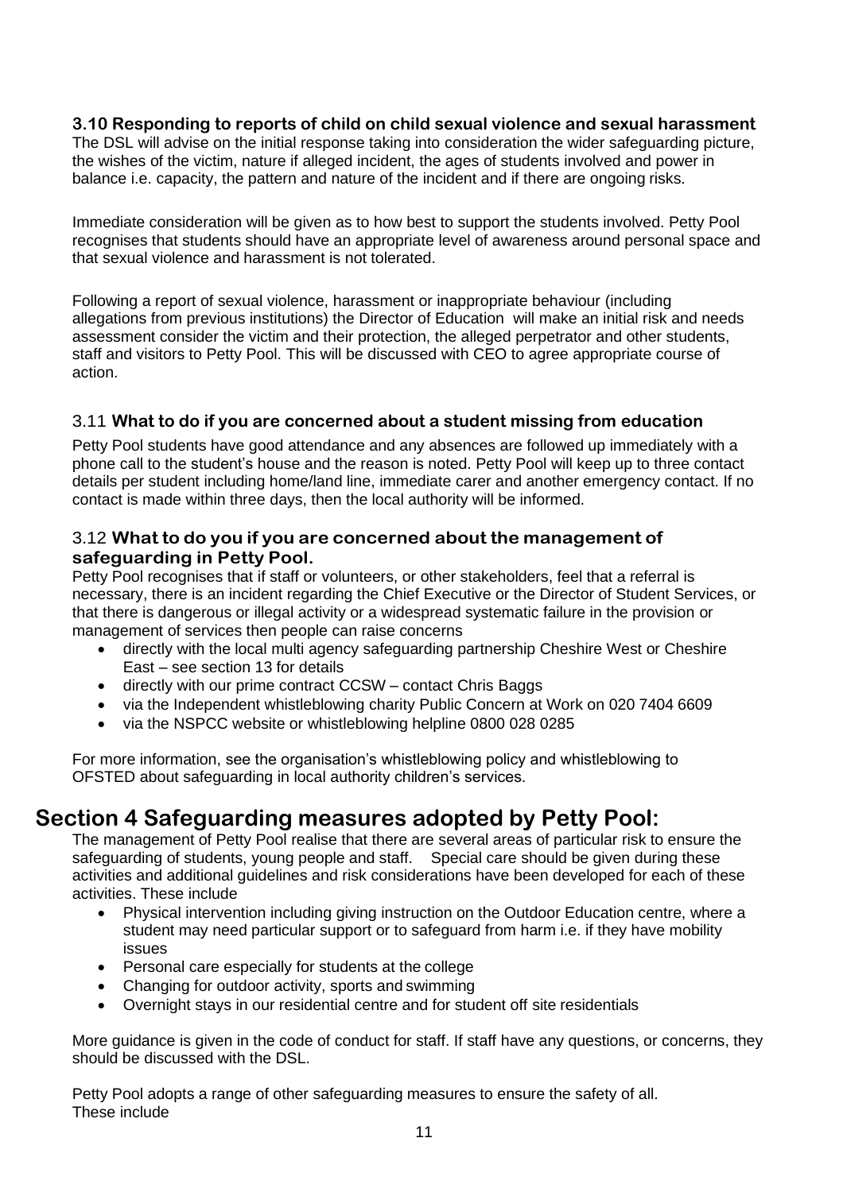### 3.10 Responding to reports of child on child sexual violence and sexual harassment

The DSL will advise on the initial response taking into consideration the wider safeguarding picture, the wishes of the victim, nature if alleged incident, the ages of students involved and power in balance i.e. capacity, the pattern and nature of the incident and if there are ongoing risks.

Immediate consideration will be given as to how best to support the students involved. Petty Pool recognises that students should have an appropriate level of awareness around personal space and that sexual violence and harassment is not tolerated.

Following a report of sexual violence, harassment or inappropriate behaviour (including allegations from previous institutions) the Director of Education will make an initial risk and needs assessment consider the victim and their protection, the alleged perpetrator and other students, staff and visitors to Petty Pool. This will be discussed with CEO to agree appropriate course of action.

### 3.11 What to do if you are concerned about a student missing from education

Petty Pool students have good attendance and any absences are followed up immediately with a phone call to the student's house and the reason is noted. Petty Pool will keep up to three contact details per student including home/land line, immediate carer and another emergency contact. If no contact is made within three days, then the local authority will be informed.

### 3.12 What to do you if you are concerned about the management of safeguarding in Petty Pool.

Petty Pool recognises that if staff or volunteers, or other stakeholders, feel that a referral is necessary, there is an incident regarding the Chief Executive or the Director of Student Services, or that there is dangerous or illegal activity or a widespread systematic failure in the provision or management of services then people can raise concerns

- directly with the local multi agency safeguarding partnership Cheshire West or Cheshire East – see section 13 for details
- directly with our prime contract CCSW – contact Chris Baggs
- via the Independent whistleblowing charity Public Concern at Work on 020 7404 6609
- via the NSPCC website or whistleblowing helpline 0800 028 0285

For more information, see the organisation's whistleblowing policy and whistleblowing to OFSTED about safeguarding in local authority children's services.

## Section 4 Safeguarding measures adopted by Petty Pool:

The management of Petty Pool realise that there are several areas of particular risk to ensure the safeguarding of students, young people and staff. Special care should be given during these activities and additional guidelines and risk considerations have been developed for each of these activities. These include

- Physical intervention including giving instruction on the Outdoor Education centre, where a student may need particular support or to safeguard from harm i.e. if they have mobility issues
- Personal care especially for students at the college
- Changing for outdoor activity, sports and swimming
- Overnight stays in our residential centre and for student off site residentials

More guidance is given in the code of conduct for staff. If staff have any questions, or concerns, they should be discussed with the DSL.

Petty Pool adopts a range of other safeguarding measures to ensure the safety of all. These include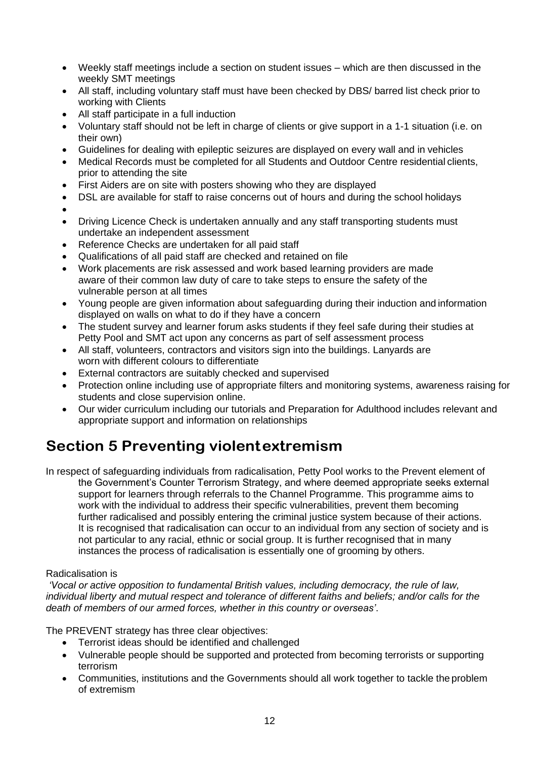- Weekly staff meetings include a section on student issues – which are then discussed in the weekly SMT meetings
- All staff, including voluntary staff must have been checked by DBS/ barred list check prior to working with Clients
- All staff participate in a full induction
- Voluntary staff should not be left in charge of clients or give support in a 1-1 situation (i.e. on their own)
- Guidelines for dealing with epileptic seizures are displayed on every wall and in vehicles
- Medical Records must be completed for all Students and Outdoor Centre residential clients, prior to attending the site
- First Aiders are on site with posters showing who they are displayed
- DSL are available for staff to raise concerns out of hours and during the school holidays
- Driving Licence Check is undertaken annually and any staff transporting students must undertake an independent assessment
- Reference Checks are undertaken for all paid staff
- Qualifications of all paid staff are checked and retained on file
- Work placements are risk assessed and work based learning providers are made aware of their common law duty of care to take steps to ensure the safety of the vulnerable person at all times
- Young people are given information about safeguarding during their induction and information displayed on walls on what to do if they have a concern
- The student survey and learner forum asks students if they feel safe during their studies at Petty Pool and SMT act upon any concerns as part of self assessment process
- All staff, volunteers, contractors and visitors sign into the buildings. Lanyards are worn with different colours to differentiate
- External contractors are suitably checked and supervised
- Protection online including use of appropriate filters and monitoring systems, awareness raising for students and close supervision online.
- Our wider curriculum including our tutorials and Preparation for Adulthood includes relevant and appropriate support and information on relationships

## Section 5 Preventing violent extremism

In respect of safeguarding individuals from radicalisation, Petty Pool works to the Prevent element of the Government's Counter Terrorism Strategy, and where deemed appropriate seeks external support for learners through referrals to the Channel Programme. This programme aims to work with the individual to address their specific vulnerabilities, prevent them becoming further radicalised and possibly entering the criminal justice system because of their actions. It is recognised that radicalisation can occur to an individual from any section of society and is not particular to any racial, ethnic or social group. It is further recognised that in many instances the process of radicalisation is essentially one of grooming by others.

Radicalisation is

*'Vocal or active opposition to fundamental British values, including democracy, the rule of law, individual liberty and mutual respect and tolerance of different faiths and beliefs; and/or calls for the death of members of our armed forces, whether in this country or overseas'*.

The PREVENT strategy has three clear objectives:

- Terrorist ideas should be identified and challenged
- Vulnerable people should be supported and protected from becoming terrorists or supporting terrorism
- Communities, institutions and the Governments should all work together to tackle the problem of extremism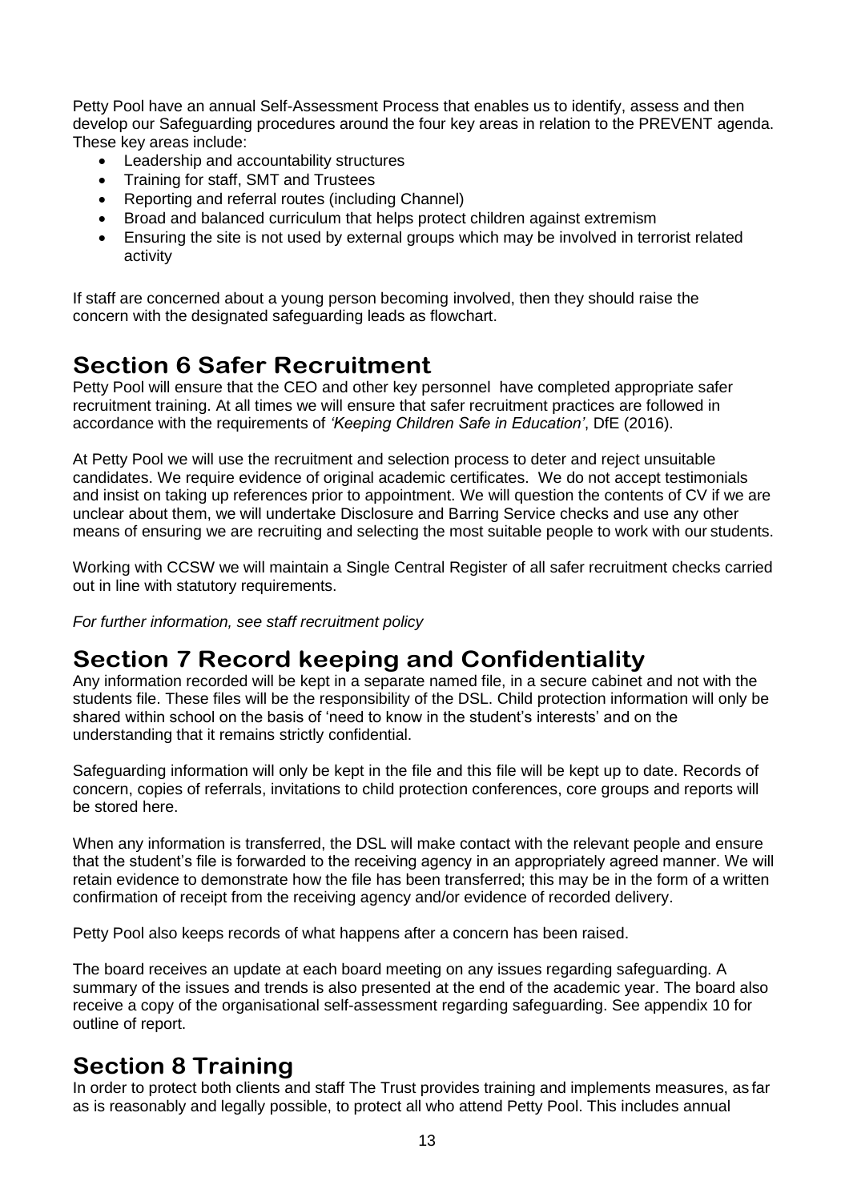Petty Pool have an annual Self-Assessment Process that enables us to identify, assess and then develop our Safeguarding procedures around the four key areas in relation to the PREVENT agenda. These key areas include:

- Leadership and accountability structures
- Training for staff, SMT and Trustees
- Reporting and referral routes (including Channel)
- Broad and balanced curriculum that helps protect children against extremism
- Ensuring the site is not used by external groups which may be involved in terrorist related activity

If staff are concerned about a young person becoming involved, then they should raise the concern with the designated safeguarding leads as flowchart.

## Section 6 Safer Recruitment

Petty Pool will ensure that the CEO and other key personnel have completed appropriate safer recruitment training. At all times we will ensure that safer recruitment practices are followed in accordance with the requirements of *'Keeping Children Safe in Education'*, DfE (2016).

At Petty Pool we will use the recruitment and selection process to deter and reject unsuitable candidates. We require evidence of original academic certificates. We do not accept testimonials and insist on taking up references prior to appointment. We will question the contents of CV if we are unclear about them, we will undertake Disclosure and Barring Service checks and use any other means of ensuring we are recruiting and selecting the most suitable people to work with our students.

Working with CCSW we will maintain a Single Central Register of all safer recruitment checks carried out in line with statutory requirements.

*For further information, see staff recruitment policy*

## Section 7 Record keeping and Confidentiality

Any information recorded will be kept in a separate named file, in a secure cabinet and not with the students file. These files will be the responsibility of the DSL. Child protection information will only be shared within school on the basis of 'need to know in the student's interests' and on the understanding that it remains strictly confidential.

Safeguarding information will only be kept in the file and this file will be kept up to date. Records of concern, copies of referrals, invitations to child protection conferences, core groups and reports will be stored here.

When any information is transferred, the DSL will make contact with the relevant people and ensure that the student's file is forwarded to the receiving agency in an appropriately agreed manner. We will retain evidence to demonstrate how the file has been transferred; this may be in the form of a written confirmation of receipt from the receiving agency and/or evidence of recorded delivery.

Petty Pool also keeps records of what happens after a concern has been raised.

The board receives an update at each board meeting on any issues regarding safeguarding. A summary of the issues and trends is also presented at the end of the academic year. The board also receive a copy of the organisational self-assessment regarding safeguarding. See appendix 10 for outline of report.

## Section 8 Training

In order to protect both clients and staff The Trust provides training and implements measures, as far as is reasonably and legally possible, to protect all who attend Petty Pool. This includes annual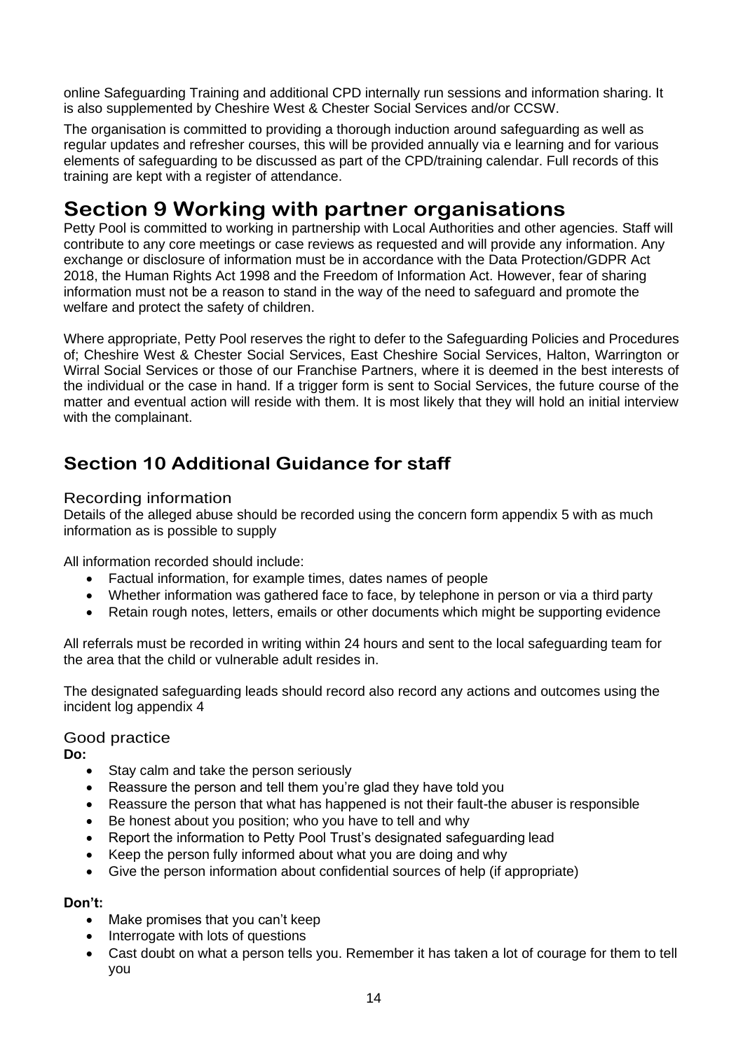online Safeguarding Training and additional CPD internally run sessions and information sharing. It is also supplemented by Cheshire West & Chester Social Services and/or CCSW.

The organisation is committed to providing a thorough induction around safeguarding as well as regular updates and refresher courses, this will be provided annually via e learning and for various elements of safeguarding to be discussed as part of the CPD/training calendar. Full records of this training are kept with a register of attendance.

# Section 9 Working with partner organisations

Petty Pool is committed to working in partnership with Local Authorities and other agencies. Staff will contribute to any core meetings or case reviews as requested and will provide any information. Any exchange or disclosure of information must be in accordance with the Data Protection/GDPR Act 2018, the Human Rights Act 1998 and the Freedom of Information Act. However, fear of sharing information must not be a reason to stand in the way of the need to safeguard and promote the welfare and protect the safety of children.

Where appropriate, Petty Pool reserves the right to defer to the Safeguarding Policies and Procedures of; Cheshire West & Chester Social Services, East Cheshire Social Services, Halton, Warrington or Wirral Social Services or those of our Franchise Partners, where it is deemed in the best interests of the individual or the case in hand. If a trigger form is sent to Social Services, the future course of the matter and eventual action will reside with them. It is most likely that they will hold an initial interview with the complainant.

## Section 10 Additional Guidance for staff

### Recording information

Details of the alleged abuse should be recorded using the concern form appendix 5 with as much information as is possible to supply

All information recorded should include:

- Factual information, for example times, dates names of people
- Whether information was gathered face to face, by telephone in person or via a third party
- Retain rough notes, letters, emails or other documents which might be supporting evidence

All referrals must be recorded in writing within 24 hours and sent to the local safeguarding team for the area that the child or vulnerable adult resides in.

The designated safeguarding leads should record also record any actions and outcomes using the incident log appendix 4

### Good practice

**Do:**

- Stay calm and take the person seriously
- Reassure the person and tell them you're glad they have told you
- Reassure the person that what has happened is not their fault-the abuser is responsible
- Be honest about you position; who you have to tell and why
- Report the information to Petty Pool Trust's designated safeguarding lead
- Keep the person fully informed about what you are doing and why
- Give the person information about confidential sources of help (if appropriate)

**Don't:**

- Make promises that you can't keep
- Interrogate with lots of questions
- Cast doubt on what a person tells you. Remember it has taken a lot of courage for them to tell you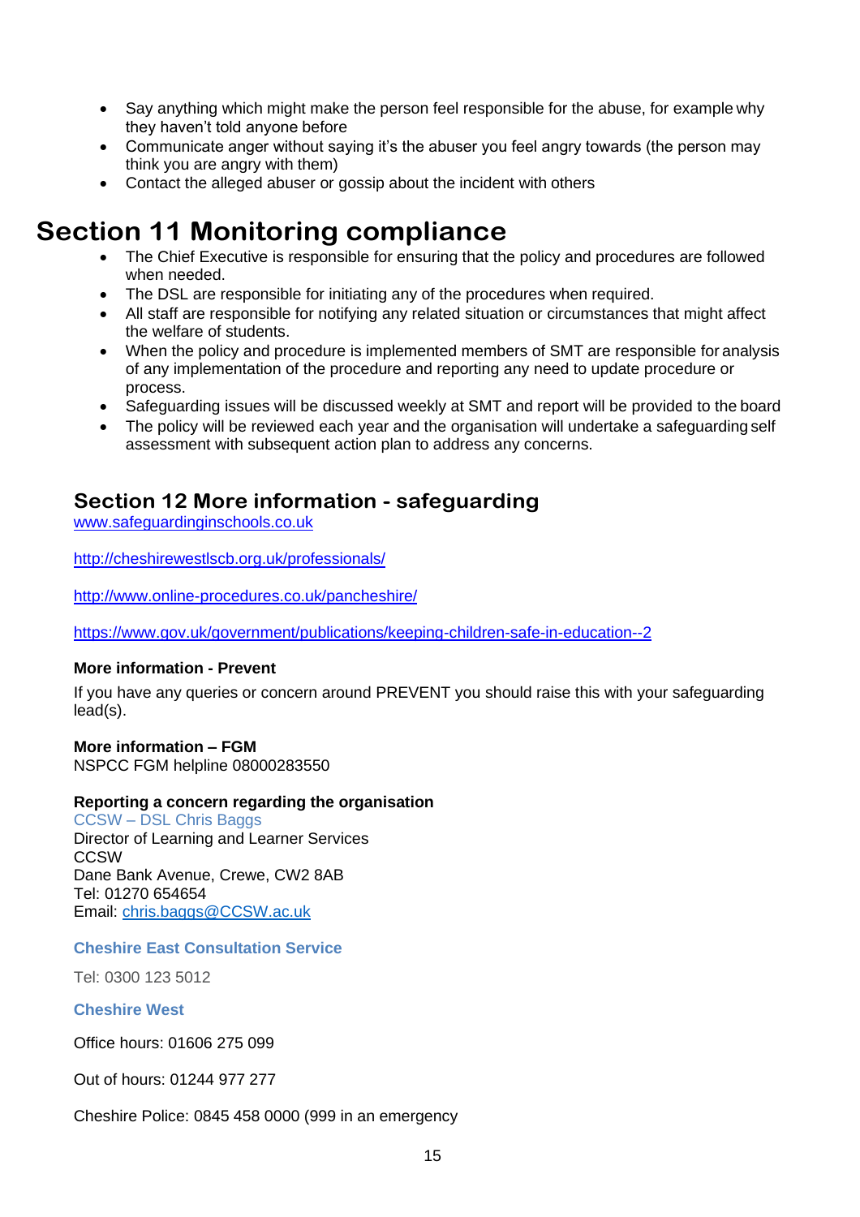- Say anything which might make the person feel responsible for the abuse, for example why they haven't told anyone before
- Communicate anger without saying it's the abuser you feel angry towards (the person may think you are angry with them)
- Contact the alleged abuser or gossip about the incident with others

# Section 11 Monitoring compliance

- The Chief Executive is responsible for ensuring that the policy and procedures are followed when needed.
- The DSL are responsible for initiating any of the procedures when required.
- All staff are responsible for notifying any related situation or circumstances that might affect the welfare of students.
- When the policy and procedure is implemented members of SMT are responsible for analysis of any implementation of the procedure and reporting any need to update procedure or process.
- Safeguarding issues will be discussed weekly at SMT and report will be provided to the board
- The policy will be reviewed each year and the organisation will undertake a safeguarding self assessment with subsequent action plan to address any concerns.

## Section 12 More information - safeguarding

www.safeguardinginschools.co.uk

http://cheshirewestlscb.org.uk/professionals/

http://www.online-procedures.co.uk/pancheshire/

https://www.gov.uk/government/publications/keeping-children-safe-in-education--2

**More information - Prevent**

If you have any queries or concern around PREVENT you should raise this with your safeguarding lead(s).

**More information – FGM**
NSPCC FGM helpline 08000283550

**Reporting a concern regarding the organisation**
CCSW – DSL Chris Baggs
Director of Learning and Learner Services
CCSW
Dane Bank Avenue, Crewe, CW2 8AB
Tel: 01270 654654
Email: chris.baggs@CCSW.ac.uk

**Cheshire East Consultation Service**

Tel: 0300 123 5012

**Cheshire West**

Office hours: 01606 275 099

Out of hours: 01244 977 277

Cheshire Police: 0845 458 0000 (999 in an emergency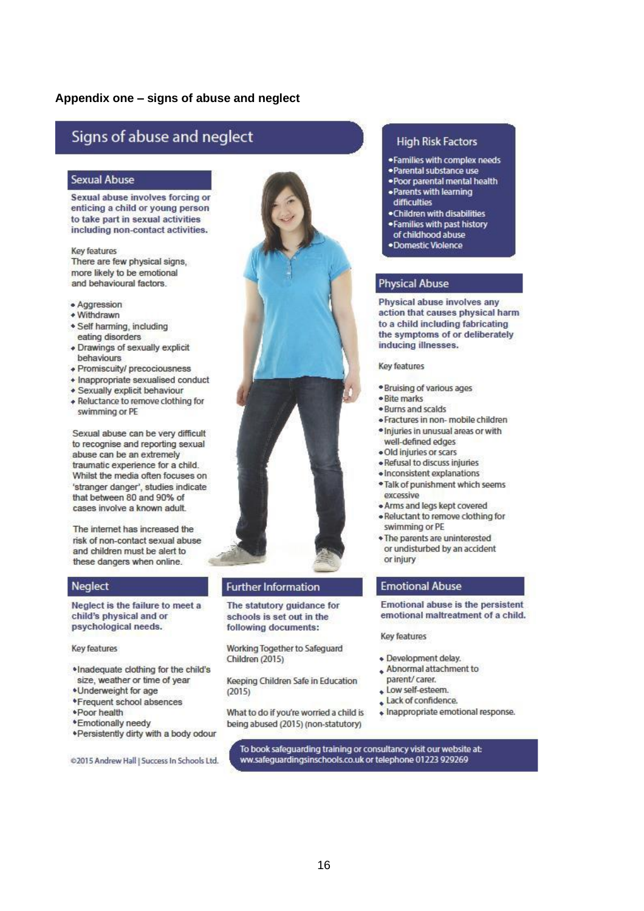## Appendix one – signs of abuse and neglect

# Signs of abuse and neglect

### Sexual Abuse

**Sexual abuse involves forcing or enticing a child or young person to take part in sexual activities including non-contact activities.**

Key features

There are few physical signs, more likely to be emotional and behavioural factors.

- Aggression
- Withdrawn
- Self harming, including eating disorders
- Drawings of sexually explicit behaviours
- Promiscuity/ precociousness
- Inappropriate sexualised conduct
- Sexually explicit behaviour
- Reluctance to remove clothing for swimming or PE

Sexual abuse can be very difficult to recognise and reporting sexual abuse can be an extremely traumatic experience for a child. Whilst the media often focuses on 'stranger danger', studies indicate that between 80 and 90% of cases involve a known adult.

The internet has increased the risk of non-contact sexual abuse and children must be alert to these dangers when online.

### High Risk Factors

- Families with complex needs
- Parental substance use
- Poor parental mental health
- Parents with learning difficulties
- Children with disabilities
- Families with past history of childhood abuse
- Domestic Violence

### Physical Abuse

**Physical abuse involves any action that causes physical harm to a child including fabricating the symptoms of or deliberately inducing illnesses.**

Key features

- Bruising of various ages
- Bite marks
- Burns and scalds
- Fractures in non- mobile children
- Injuries in unusual areas or with well-defined edges
- Old injuries or scars
- Refusal to discuss injuries
- Inconsistent explanations
- Talk of punishment which seems excessive
- Arms and legs kept covered
- Reluctant to remove clothing for swimming or PE
- The parents are uninterested or undisturbed by an accident or injury

### Neglect

**Neglect is the failure to meet a child's physical and or psychological needs.**

Key features

- Inadequate clothing for the child's size, weather or time of year
- Underweight for age
- Frequent school absences
- Poor health
- Emotionally needy
- Persistently dirty with a body odour

©2015 Andrew Hall | Success In Schools Ltd.

### Further Information

**The statutory guidance for schools is set out in the following documents:**

Working Together to Safeguard Children (2015)

Keeping Children Safe in Education (2015)

What to do if you're worried a child is being abused (2015) (non-statutory)

### Emotional Abuse

**Emotional abuse is the persistent emotional maltreatment of a child.**

Key features

- Development delay.
- Abnormal attachment to parent/ carer.
- Low self-esteem.
- Lack of confidence.
- Inappropriate emotional response.

To book safeguarding training or consultancy visit our website at: ww.safeguardingsinschools.co.uk or telephone 01223 929269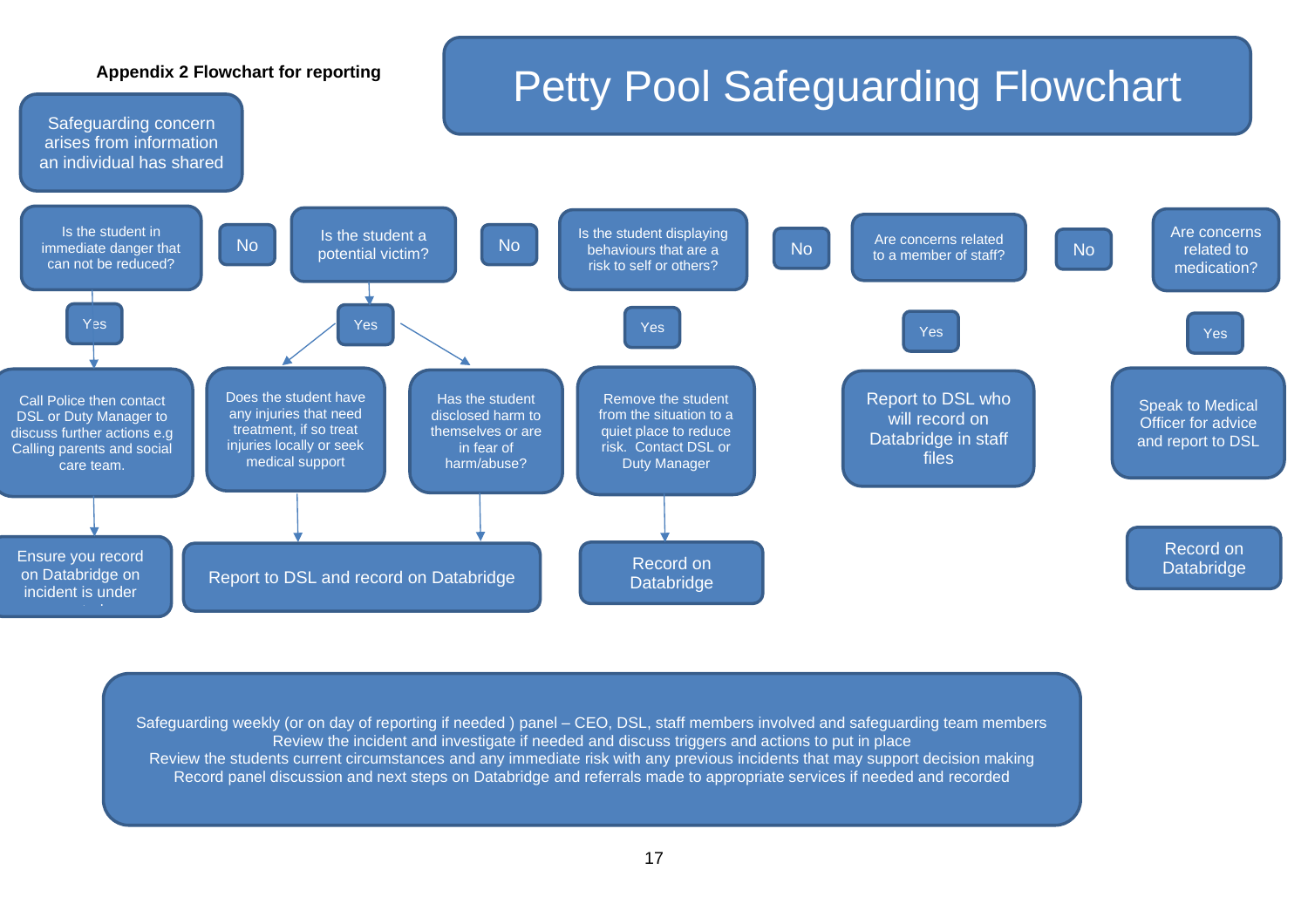**Appendix 2 Flowchart for reporting**

# Petty Pool Safeguarding Flowchart

Safeguarding concern arises from information an individual has shared

Is the student in immediate danger that can not be reduced?

No

Is the student a potential victim?

No

Is the student displaying behaviours that are a risk to self or others?

No

Are concerns related to a member of staff?

No

Are concerns related to medication?

Yes

Call Police then contact DSL or Duty Manager to discuss further actions e.g Calling parents and social care team.

Ensure you record on Databridge on incident is under

Yes

Does the student have any injuries that need treatment, if so treat injuries locally or seek medical support

Has the student disclosed harm to themselves or are in fear of harm/abuse?

Report to DSL and record on Databridge

Yes

Remove the student from the situation to a quiet place to reduce risk. Contact DSL or Duty Manager

Record on Databridge

Yes

Report to DSL who will record on Databridge in staff files

Yes

Speak to Medical Officer for advice and report to DSL

Record on Databridge

Safeguarding weekly (or on day of reporting if needed ) panel – CEO, DSL, staff members involved and safeguarding team members
Review the incident and investigate if needed and discuss triggers and actions to put in place
Review the students current circumstances and any immediate risk with any previous incidents that may support decision making
Record panel discussion and next steps on Databridge and referrals made to appropriate services if needed and recorded